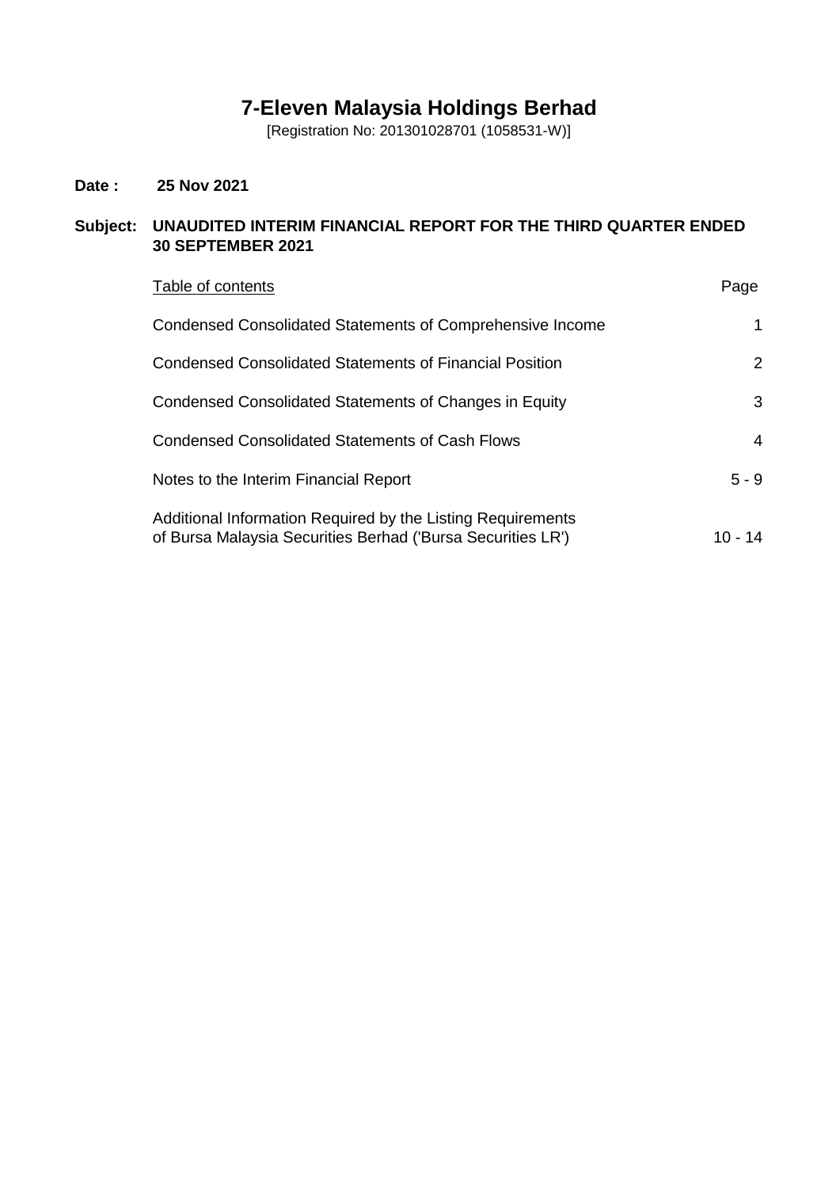# 7-Eleven Malaysia Holdings Berhad

[Registration No: 201301028701 (1058531-W)]

**Date :** **25 Nov 2021**

**Subject:** **UNAUDITED INTERIM FINANCIAL REPORT FOR THE THIRD QUARTER ENDED 30 SEPTEMBER 2021**

| Table of contents | Page |
|---|---|
| Condensed Consolidated Statements of Comprehensive Income | 1 |
| Condensed Consolidated Statements of Financial Position | 2 |
| Condensed Consolidated Statements of Changes in Equity | 3 |
| Condensed Consolidated Statements of Cash Flows | 4 |
| Notes to the Interim Financial Report | 5 - 9 |
| Additional Information Required by the Listing Requirements of Bursa Malaysia Securities Berhad ('Bursa Securities LR') | 10 - 14 |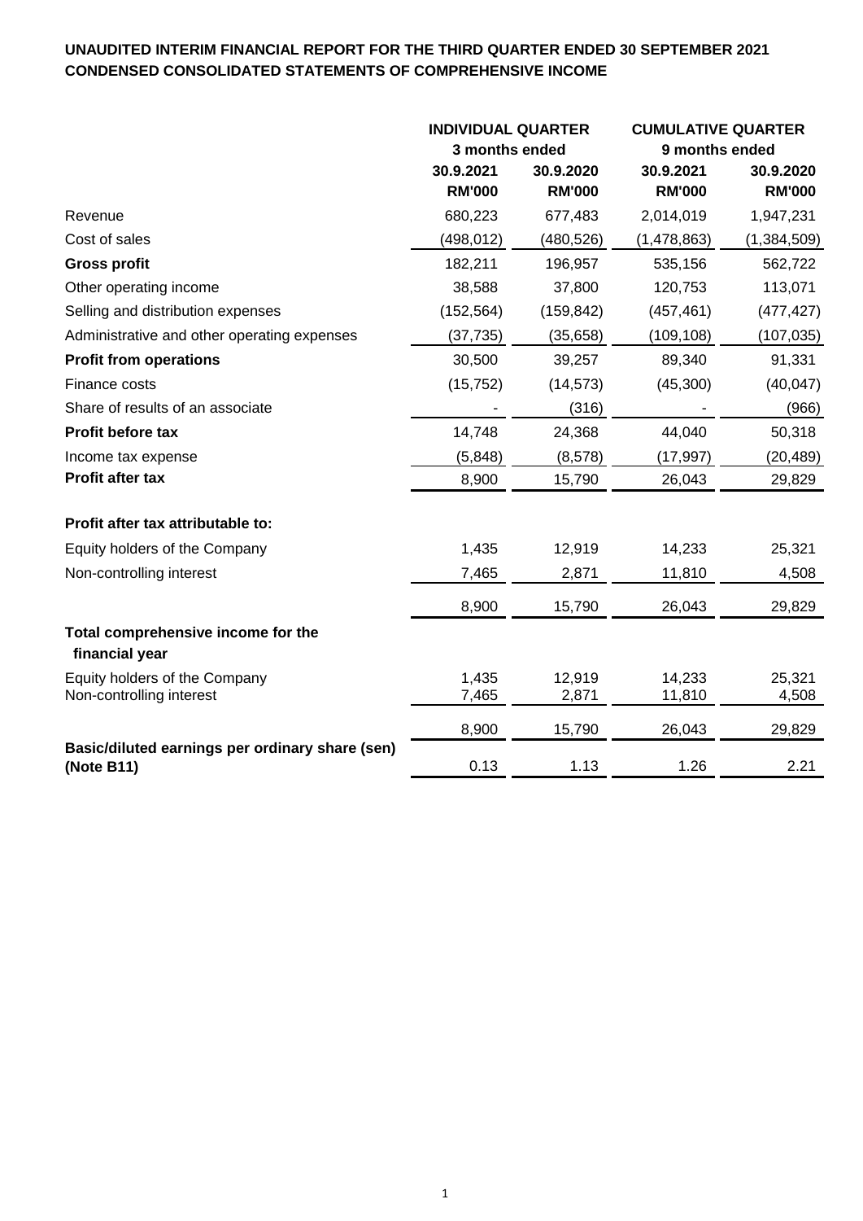**UNAUDITED INTERIM FINANCIAL REPORT FOR THE THIRD QUARTER ENDED 30 SEPTEMBER 2021**
**CONDENSED CONSOLIDATED STATEMENTS OF COMPREHENSIVE INCOME**

| | INDIVIDUAL QUARTER | | CUMULATIVE QUARTER | |
|---|---|---|---|---|
| | 3 months ended | | 9 months ended | |
| | 30.9.2021 | 30.9.2020 | 30.9.2021 | 30.9.2020 |
| | RM'000 | RM'000 | RM'000 | RM'000 |
| Revenue | 680,223 | 677,483 | 2,014,019 | 1,947,231 |
| Cost of sales | (498,012) | (480,526) | (1,478,863) | (1,384,509) |
| **Gross profit** | 182,211 | 196,957 | 535,156 | 562,722 |
| Other operating income | 38,588 | 37,800 | 120,753 | 113,071 |
| Selling and distribution expenses | (152,564) | (159,842) | (457,461) | (477,427) |
| Administrative and other operating expenses | (37,735) | (35,658) | (109,108) | (107,035) |
| **Profit from operations** | 30,500 | 39,257 | 89,340 | 91,331 |
| Finance costs | (15,752) | (14,573) | (45,300) | (40,047) |
| Share of results of an associate | - | (316) | - | (966) |
| **Profit before tax** | 14,748 | 24,368 | 44,040 | 50,318 |
| Income tax expense | (5,848) | (8,578) | (17,997) | (20,489) |
| **Profit after tax** | 8,900 | 15,790 | 26,043 | 29,829 |
| **Profit after tax attributable to:** | | | | |
| Equity holders of the Company | 1,435 | 12,919 | 14,233 | 25,321 |
| Non-controlling interest | 7,465 | 2,871 | 11,810 | 4,508 |
| | 8,900 | 15,790 | 26,043 | 29,829 |
| **Total comprehensive income for the financial year** | | | | |
| Equity holders of the Company | 1,435 | 12,919 | 14,233 | 25,321 |
| Non-controlling interest | 7,465 | 2,871 | 11,810 | 4,508 |
| | 8,900 | 15,790 | 26,043 | 29,829 |
| **Basic/diluted earnings per ordinary share (sen) (Note B11)** | 0.13 | 1.13 | 1.26 | 2.21 |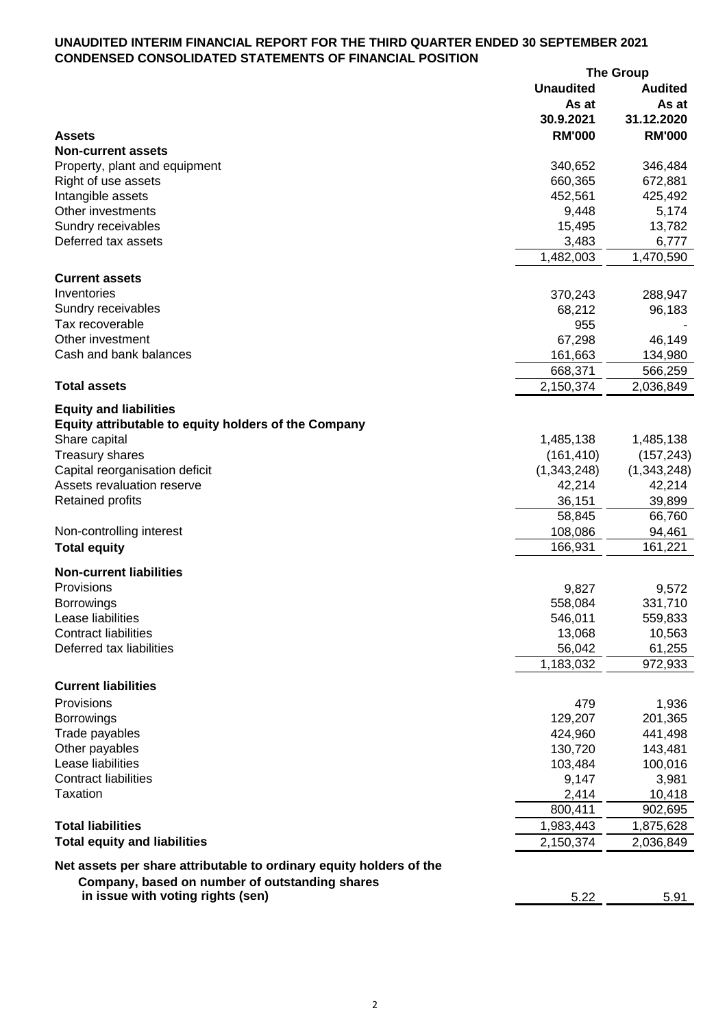**UNAUDITED INTERIM FINANCIAL REPORT FOR THE THIRD QUARTER ENDED 30 SEPTEMBER 2021**
**CONDENSED CONSOLIDATED STATEMENTS OF FINANCIAL POSITION**

| | The Group | |
|---|---|---|
| | **Unaudited** | **Audited** |
| | **As at** | **As at** |
| | **30.9.2021** | **31.12.2020** |
| **Assets** | **RM'000** | **RM'000** |
| **Non-current assets** | | |
| Property, plant and equipment | 340,652 | 346,484 |
| Right of use assets | 660,365 | 672,881 |
| Intangible assets | 452,561 | 425,492 |
| Other investments | 9,448 | 5,174 |
| Sundry receivables | 15,495 | 13,782 |
| Deferred tax assets | 3,483 | 6,777 |
| | 1,482,003 | 1,470,590 |
| **Current assets** | | |
| Inventories | 370,243 | 288,947 |
| Sundry receivables | 68,212 | 96,183 |
| Tax recoverable | 955 | - |
| Other investment | 67,298 | 46,149 |
| Cash and bank balances | 161,663 | 134,980 |
| | 668,371 | 566,259 |
| **Total assets** | 2,150,374 | 2,036,849 |
| **Equity and liabilities** | | |
| **Equity attributable to equity holders of the Company** | | |
| Share capital | 1,485,138 | 1,485,138 |
| Treasury shares | (161,410) | (157,243) |
| Capital reorganisation deficit | (1,343,248) | (1,343,248) |
| Assets revaluation reserve | 42,214 | 42,214 |
| Retained profits | 36,151 | 39,899 |
| | 58,845 | 66,760 |
| Non-controlling interest | 108,086 | 94,461 |
| **Total equity** | 166,931 | 161,221 |
| **Non-current liabilities** | | |
| Provisions | 9,827 | 9,572 |
| Borrowings | 558,084 | 331,710 |
| Lease liabilities | 546,011 | 559,833 |
| Contract liabilities | 13,068 | 10,563 |
| Deferred tax liabilities | 56,042 | 61,255 |
| | 1,183,032 | 972,933 |
| **Current liabilities** | | |
| Provisions | 479 | 1,936 |
| Borrowings | 129,207 | 201,365 |
| Trade payables | 424,960 | 441,498 |
| Other payables | 130,720 | 143,481 |
| Lease liabilities | 103,484 | 100,016 |
| Contract liabilities | 9,147 | 3,981 |
| Taxation | 2,414 | 10,418 |
| | 800,411 | 902,695 |
| **Total liabilities** | 1,983,443 | 1,875,628 |
| **Total equity and liabilities** | 2,150,374 | 2,036,849 |
| **Net assets per share attributable to ordinary equity holders of the Company, based on number of outstanding shares in issue with voting rights (sen)** | 5.22 | 5.91 |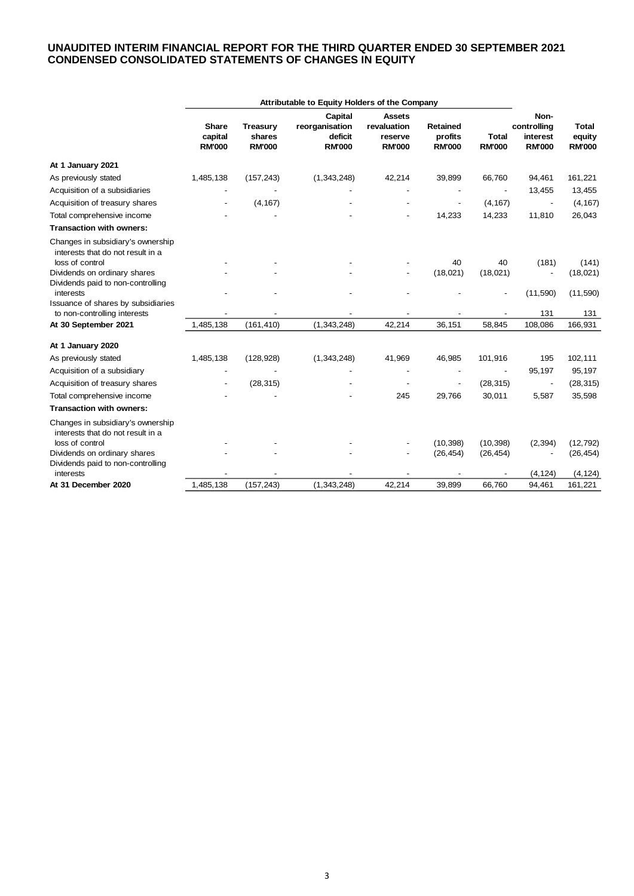# UNAUDITED INTERIM FINANCIAL REPORT FOR THE THIRD QUARTER ENDED 30 SEPTEMBER 2021
## CONDENSED CONSOLIDATED STATEMENTS OF CHANGES IN EQUITY

| | Attributable to Equity Holders of the Company | | | | | | | |
|---|---|---|---|---|---|---|---|---|
| | **Share capital RM'000** | **Treasury shares RM'000** | **Capital reorganisation deficit RM'000** | **Assets revaluation reserve RM'000** | **Retained profits RM'000** | **Total RM'000** | **Non-controlling interest RM'000** | **Total equity RM'000** |
| **At 1 January 2021** | | | | | | | | |
| As previously stated | 1,485,138 | (157,243) | (1,343,248) | 42,214 | 39,899 | 66,760 | 94,461 | 161,221 |
| Acquisition of a subsidiaries | - | - | - | - | - | - | 13,455 | 13,455 |
| Acquisition of treasury shares | - | (4,167) | - | - | - | (4,167) | - | (4,167) |
| Total comprehensive income | - | - | - | - | 14,233 | 14,233 | 11,810 | 26,043 |
| **Transaction with owners:** | | | | | | | | |
| Changes in subsidiary's ownership interests that do not result in a loss of control | - | - | - | - | 40 | 40 | (181) | (141) |
| Dividends on ordinary shares | - | - | - | - | (18,021) | (18,021) | - | (18,021) |
| Dividends paid to non-controlling interests | - | - | - | - | - | - | (11,590) | (11,590) |
| Issuance of shares by subsidiaries to non-controlling interests | - | - | - | - | - | - | 131 | 131 |
| **At 30 September 2021** | 1,485,138 | (161,410) | (1,343,248) | 42,214 | 36,151 | 58,845 | 108,086 | 166,931 |
| | | | | | | | | |
| **At 1 January 2020** | | | | | | | | |
| As previously stated | 1,485,138 | (128,928) | (1,343,248) | 41,969 | 46,985 | 101,916 | 195 | 102,111 |
| Acquisition of a subsidiary | - | - | - | - | - | - | 95,197 | 95,197 |
| Acquisition of treasury shares | - | (28,315) | - | - | - | (28,315) | - | (28,315) |
| Total comprehensive income | - | - | - | 245 | 29,766 | 30,011 | 5,587 | 35,598 |
| **Transaction with owners:** | | | | | | | | |
| Changes in subsidiary's ownership interests that do not result in a loss of control | - | - | - | - | (10,398) | (10,398) | (2,394) | (12,792) |
| Dividends on ordinary shares | - | - | - | - | (26,454) | (26,454) | - | (26,454) |
| Dividends paid to non-controlling interests | - | - | - | - | - | - | (4,124) | (4,124) |
| **At 31 December 2020** | 1,485,138 | (157,243) | (1,343,248) | 42,214 | 39,899 | 66,760 | 94,461 | 161,221 |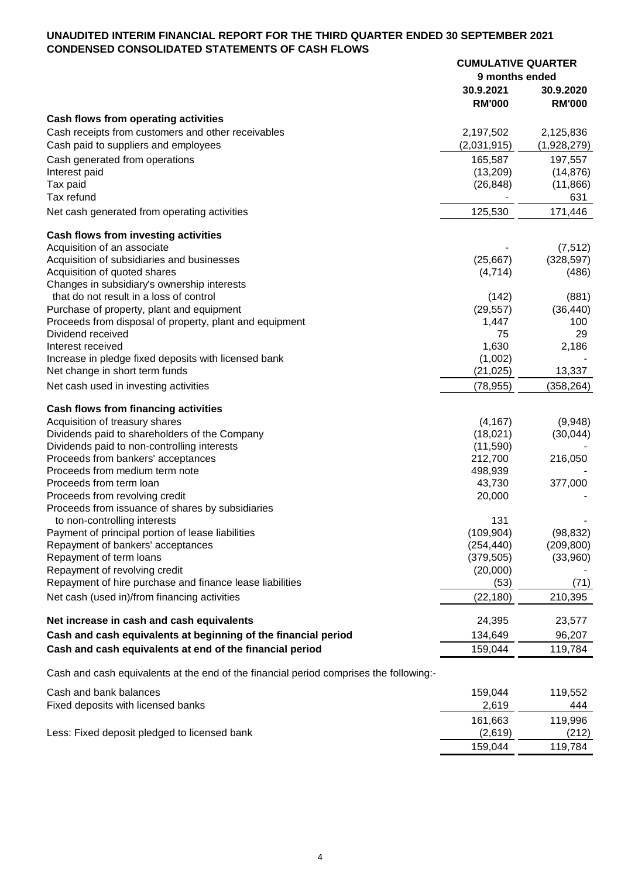**UNAUDITED INTERIM FINANCIAL REPORT FOR THE THIRD QUARTER ENDED 30 SEPTEMBER 2021**
**CONDENSED CONSOLIDATED STATEMENTS OF CASH FLOWS**

| | **CUMULATIVE QUARTER** | |
|---|---|---|
| | **9 months ended** | |
| | **30.9.2021** | **30.9.2020** |
| | **RM'000** | **RM'000** |
| **Cash flows from operating activities** | | |
| Cash receipts from customers and other receivables | 2,197,502 | 2,125,836 |
| Cash paid to suppliers and employees | (2,031,915) | (1,928,279) |
| Cash generated from operations | 165,587 | 197,557 |
| Interest paid | (13,209) | (14,876) |
| Tax paid | (26,848) | (11,866) |
| Tax refund | - | 631 |
| Net cash generated from operating activities | 125,530 | 171,446 |
| **Cash flows from investing activities** | | |
| Acquisition of an associate | - | (7,512) |
| Acquisition of subsidiaries and businesses | (25,667) | (328,597) |
| Acquisition of quoted shares | (4,714) | (486) |
| Changes in subsidiary's ownership interests that do not result in a loss of control | (142) | (881) |
| Purchase of property, plant and equipment | (29,557) | (36,440) |
| Proceeds from disposal of property, plant and equipment | 1,447 | 100 |
| Dividend received | 75 | 29 |
| Interest received | 1,630 | 2,186 |
| Increase in pledge fixed deposits with licensed bank | (1,002) | - |
| Net change in short term funds | (21,025) | 13,337 |
| Net cash used in investing activities | (78,955) | (358,264) |
| **Cash flows from financing activities** | | |
| Acquisition of treasury shares | (4,167) | (9,948) |
| Dividends paid to shareholders of the Company | (18,021) | (30,044) |
| Dividends paid to non-controlling interests | (11,590) | - |
| Proceeds from bankers' acceptances | 212,700 | 216,050 |
| Proceeds from medium term note | 498,939 | - |
| Proceeds from term loan | 43,730 | 377,000 |
| Proceeds from revolving credit | 20,000 | - |
| Proceeds from issuance of shares by subsidiaries to non-controlling interests | 131 | - |
| Payment of principal portion of lease liabilities | (109,904) | (98,832) |
| Repayment of bankers' acceptances | (254,440) | (209,800) |
| Repayment of term loans | (379,505) | (33,960) |
| Repayment of revolving credit | (20,000) | - |
| Repayment of hire purchase and finance lease liabilities | (53) | (71) |
| Net cash (used in)/from financing activities | (22,180) | 210,395 |
| **Net increase in cash and cash equivalents** | 24,395 | 23,577 |
| **Cash and cash equivalents at beginning of the financial period** | 134,649 | 96,207 |
| **Cash and cash equivalents at end of the financial period** | 159,044 | 119,784 |

Cash and cash equivalents at the end of the financial period comprises the following:-

| | | |
|---|---|---|
| Cash and bank balances | 159,044 | 119,552 |
| Fixed deposits with licensed banks | 2,619 | 444 |
| | 161,663 | 119,996 |
| Less: Fixed deposit pledged to licensed bank | (2,619) | (212) |
| | 159,044 | 119,784 |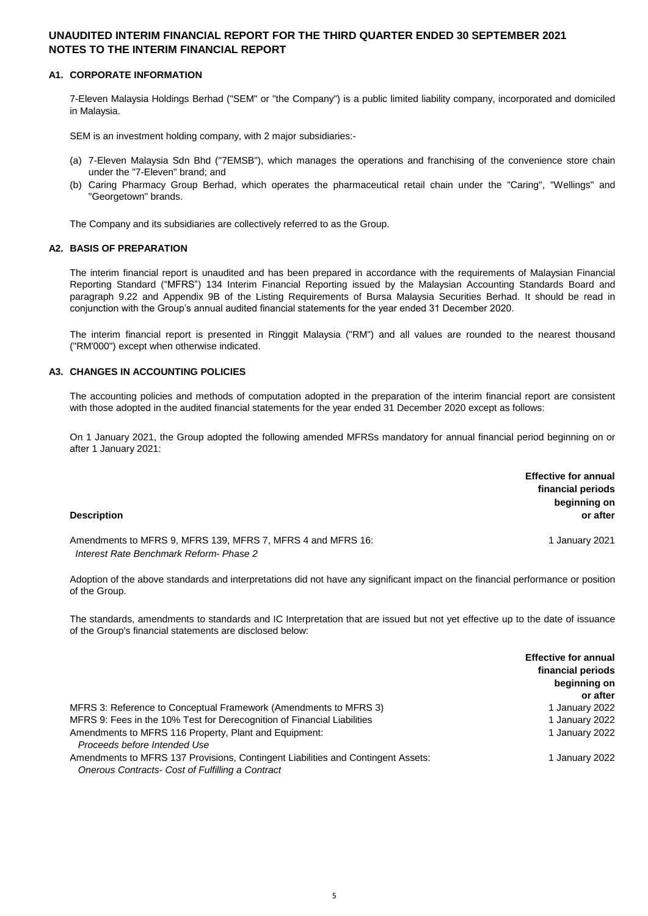# UNAUDITED INTERIM FINANCIAL REPORT FOR THE THIRD QUARTER ENDED 30 SEPTEMBER 2021
# NOTES TO THE INTERIM FINANCIAL REPORT

## A1. CORPORATE INFORMATION

7-Eleven Malaysia Holdings Berhad ("SEM" or "the Company") is a public limited liability company, incorporated and domiciled in Malaysia.

SEM is an investment holding company, with 2 major subsidiaries:-

(a) 7-Eleven Malaysia Sdn Bhd ("7EMSB"), which manages the operations and franchising of the convenience store chain under the "7-Eleven" brand; and
(b) Caring Pharmacy Group Berhad, which operates the pharmaceutical retail chain under the "Caring", "Wellings" and "Georgetown" brands.

The Company and its subsidiaries are collectively referred to as the Group.

## A2. BASIS OF PREPARATION

The interim financial report is unaudited and has been prepared in accordance with the requirements of Malaysian Financial Reporting Standard ("MFRS") 134 Interim Financial Reporting issued by the Malaysian Accounting Standards Board and paragraph 9.22 and Appendix 9B of the Listing Requirements of Bursa Malaysia Securities Berhad. It should be read in conjunction with the Group's annual audited financial statements for the year ended 31 December 2020.

The interim financial report is presented in Ringgit Malaysia ("RM") and all values are rounded to the nearest thousand ("RM'000") except when otherwise indicated.

## A3. CHANGES IN ACCOUNTING POLICIES

The accounting policies and methods of computation adopted in the preparation of the interim financial report are consistent with those adopted in the audited financial statements for the year ended 31 December 2020 except as follows:

On 1 January 2021, the Group adopted the following amended MFRSs mandatory for annual financial period beginning on or after 1 January 2021:

| Description | Effective for annual financial periods beginning on or after |
| --- | --- |
| Amendments to MFRS 9, MFRS 139, MFRS 7, MFRS 4 and MFRS 16: *Interest Rate Benchmark Reform- Phase 2* | 1 January 2021 |

Adoption of the above standards and interpretations did not have any significant impact on the financial performance or position of the Group.

The standards, amendments to standards and IC Interpretation that are issued but not yet effective up to the date of issuance of the Group's financial statements are disclosed below:

| | Effective for annual financial periods beginning on or after |
| --- | --- |
| MFRS 3: Reference to Conceptual Framework (Amendments to MFRS 3) | 1 January 2022 |
| MFRS 9: Fees in the 10% Test for Derecognition of Financial Liabilities | 1 January 2022 |
| Amendments to MFRS 116 Property, Plant and Equipment: *Proceeds before Intended Use* | 1 January 2022 |
| Amendments to MFRS 137 Provisions, Contingent Liabilities and Contingent Assets: *Onerous Contracts- Cost of Fulfilling a Contract* | 1 January 2022 |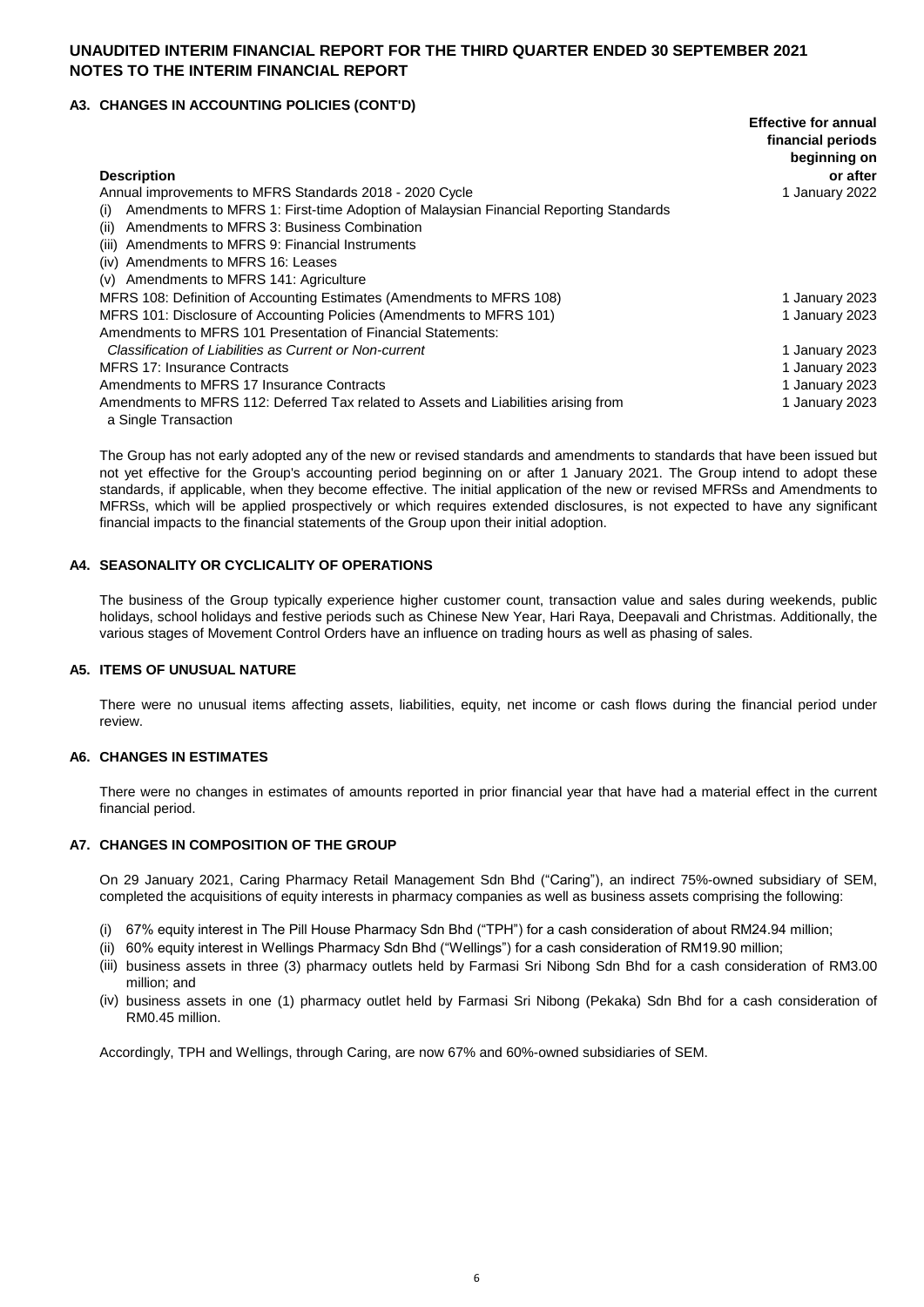## A3. CHANGES IN ACCOUNTING POLICIES (CONT'D)

| Description | Effective for annual financial periods beginning on or after |
|---|---|
| Annual improvements to MFRS Standards 2018 - 2020 Cycle | 1 January 2022 |
| (i) Amendments to MFRS 1: First-time Adoption of Malaysian Financial Reporting Standards | |
| (ii) Amendments to MFRS 3: Business Combination | |
| (iii) Amendments to MFRS 9: Financial Instruments | |
| (iv) Amendments to MFRS 16: Leases | |
| (v) Amendments to MFRS 141: Agriculture | |
| MFRS 108: Definition of Accounting Estimates (Amendments to MFRS 108) | 1 January 2023 |
| MFRS 101: Disclosure of Accounting Policies (Amendments to MFRS 101) | 1 January 2023 |
| Amendments to MFRS 101 Presentation of Financial Statements: *Classification of Liabilities as Current or Non-current* | 1 January 2023 |
| MFRS 17: Insurance Contracts | 1 January 2023 |
| Amendments to MFRS 17 Insurance Contracts | 1 January 2023 |
| Amendments to MFRS 112: Deferred Tax related to Assets and Liabilities arising from a Single Transaction | 1 January 2023 |

The Group has not early adopted any of the new or revised standards and amendments to standards that have been issued but not yet effective for the Group's accounting period beginning on or after 1 January 2021. The Group intend to adopt these standards, if applicable, when they become effective. The initial application of the new or revised MFRSs and Amendments to MFRSs, which will be applied prospectively or which requires extended disclosures, is not expected to have any significant financial impacts to the financial statements of the Group upon their initial adoption.

## A4. SEASONALITY OR CYCLICALITY OF OPERATIONS

The business of the Group typically experience higher customer count, transaction value and sales during weekends, public holidays, school holidays and festive periods such as Chinese New Year, Hari Raya, Deepavali and Christmas. Additionally, the various stages of Movement Control Orders have an influence on trading hours as well as phasing of sales.

## A5. ITEMS OF UNUSUAL NATURE

There were no unusual items affecting assets, liabilities, equity, net income or cash flows during the financial period under review.

## A6. CHANGES IN ESTIMATES

There were no changes in estimates of amounts reported in prior financial year that have had a material effect in the current financial period.

## A7. CHANGES IN COMPOSITION OF THE GROUP

On 29 January 2021, Caring Pharmacy Retail Management Sdn Bhd ("Caring"), an indirect 75%-owned subsidiary of SEM, completed the acquisitions of equity interests in pharmacy companies as well as business assets comprising the following:

- (i) 67% equity interest in The Pill House Pharmacy Sdn Bhd ("TPH") for a cash consideration of about RM24.94 million;
- (ii) 60% equity interest in Wellings Pharmacy Sdn Bhd ("Wellings") for a cash consideration of RM19.90 million;
- (iii) business assets in three (3) pharmacy outlets held by Farmasi Sri Nibong Sdn Bhd for a cash consideration of RM3.00 million; and
- (iv) business assets in one (1) pharmacy outlet held by Farmasi Sri Nibong (Pekaka) Sdn Bhd for a cash consideration of RM0.45 million.

Accordingly, TPH and Wellings, through Caring, are now 67% and 60%-owned subsidiaries of SEM.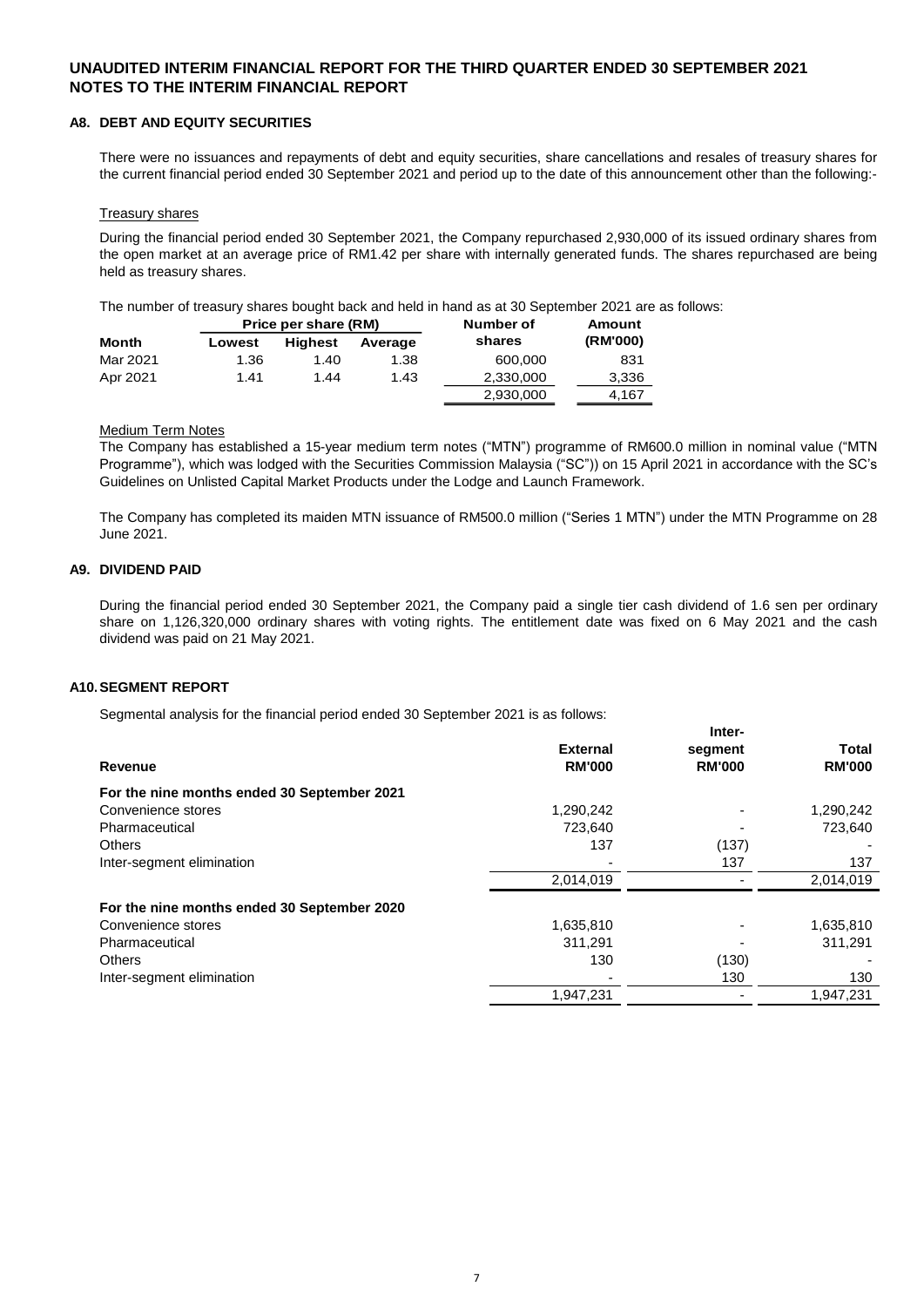# UNAUDITED INTERIM FINANCIAL REPORT FOR THE THIRD QUARTER ENDED 30 SEPTEMBER 2021
# NOTES TO THE INTERIM FINANCIAL REPORT

## A8. DEBT AND EQUITY SECURITIES

There were no issuances and repayments of debt and equity securities, share cancellations and resales of treasury shares for the current financial period ended 30 September 2021 and period up to the date of this announcement other than the following:-

Treasury shares

During the financial period ended 30 September 2021, the Company repurchased 2,930,000 of its issued ordinary shares from the open market at an average price of RM1.42 per share with internally generated funds. The shares repurchased are being held as treasury shares.

The number of treasury shares bought back and held in hand as at 30 September 2021 are as follows:

| | Price per share (RM) | | | Number of | Amount |
|---|---|---|---|---|---|
| **Month** | **Lowest** | **Highest** | **Average** | **shares** | **(RM'000)** |
| Mar 2021 | 1.36 | 1.40 | 1.38 | 600,000 | 831 |
| Apr 2021 | 1.41 | 1.44 | 1.43 | 2,330,000 | 3,336 |
| | | | | 2,930,000 | 4,167 |

Medium Term Notes

The Company has established a 15-year medium term notes ("MTN") programme of RM600.0 million in nominal value ("MTN Programme"), which was lodged with the Securities Commission Malaysia ("SC")) on 15 April 2021 in accordance with the SC's Guidelines on Unlisted Capital Market Products under the Lodge and Launch Framework.

The Company has completed its maiden MTN issuance of RM500.0 million ("Series 1 MTN") under the MTN Programme on 28 June 2021.

## A9. DIVIDEND PAID

During the financial period ended 30 September 2021, the Company paid a single tier cash dividend of 1.6 sen per ordinary share on 1,126,320,000 ordinary shares with voting rights. The entitlement date was fixed on 6 May 2021 and the cash dividend was paid on 21 May 2021.

## A10. SEGMENT REPORT

Segmental analysis for the financial period ended 30 September 2021 is as follows:

| Revenue | External RM'000 | Inter-segment RM'000 | Total RM'000 |
|---|---|---|---|
| **For the nine months ended 30 September 2021** | | | |
| Convenience stores | 1,290,242 | - | 1,290,242 |
| Pharmaceutical | 723,640 | - | 723,640 |
| Others | 137 | (137) | - |
| Inter-segment elimination | - | 137 | 137 |
| | 2,014,019 | - | 2,014,019 |
| **For the nine months ended 30 September 2020** | | | |
| Convenience stores | 1,635,810 | - | 1,635,810 |
| Pharmaceutical | 311,291 | - | 311,291 |
| Others | 130 | (130) | - |
| Inter-segment elimination | - | 130 | 130 |
| | 1,947,231 | - | 1,947,231 |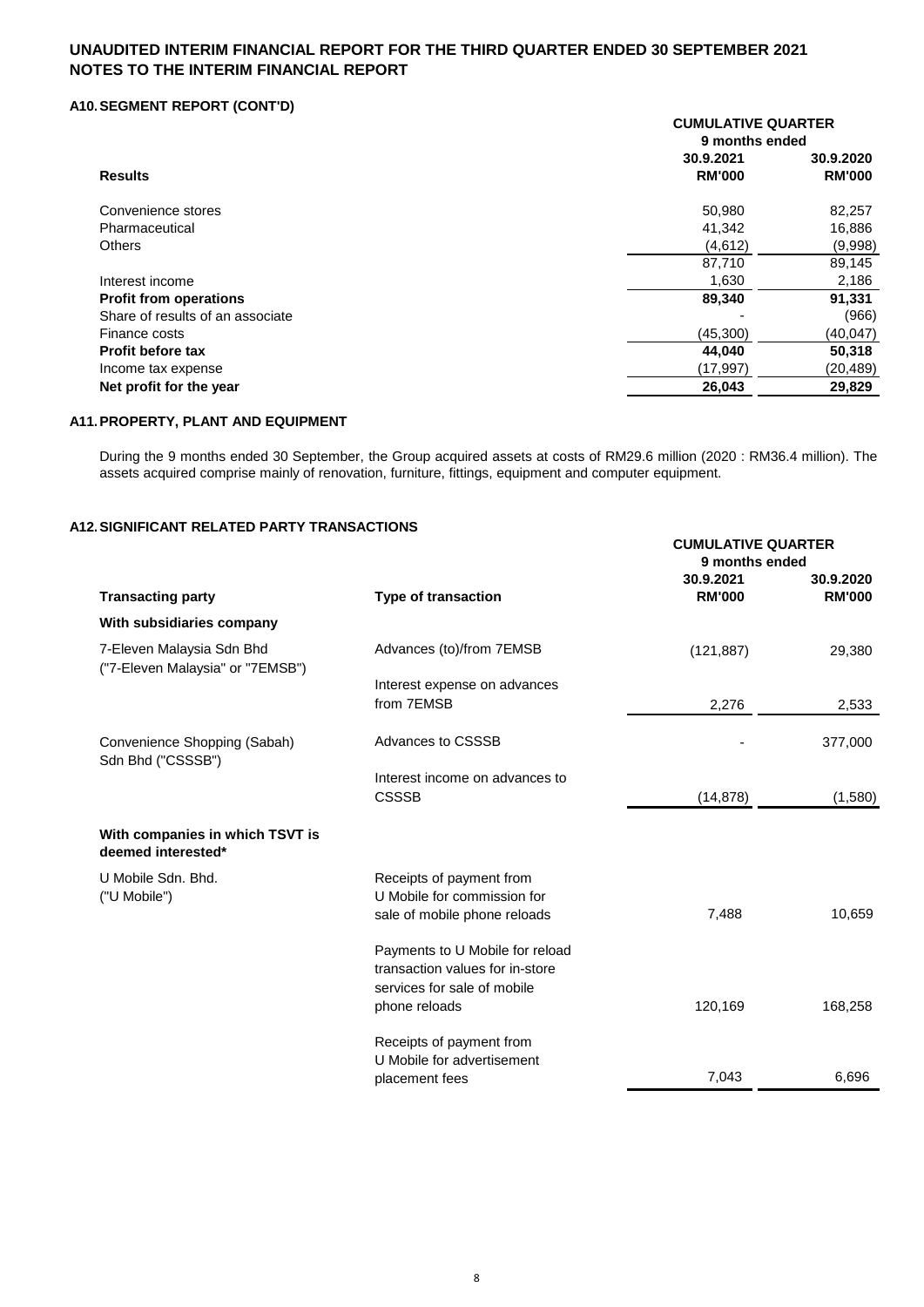# UNAUDITED INTERIM FINANCIAL REPORT FOR THE THIRD QUARTER ENDED 30 SEPTEMBER 2021
# NOTES TO THE INTERIM FINANCIAL REPORT

## A10. SEGMENT REPORT (CONT'D)

| | CUMULATIVE QUARTER | |
|---|---|---|
| | 9 months ended | |
| **Results** | **30.9.2021 RM'000** | **30.9.2020 RM'000** |
| Convenience stores | 50,980 | 82,257 |
| Pharmaceutical | 41,342 | 16,886 |
| Others | (4,612) | (9,998) |
| | 87,710 | 89,145 |
| Interest income | 1,630 | 2,186 |
| **Profit from operations** | **89,340** | **91,331** |
| Share of results of an associate | - | (966) |
| Finance costs | (45,300) | (40,047) |
| **Profit before tax** | **44,040** | **50,318** |
| Income tax expense | (17,997) | (20,489) |
| **Net profit for the year** | **26,043** | **29,829** |

## A11. PROPERTY, PLANT AND EQUIPMENT

During the 9 months ended 30 September, the Group acquired assets at costs of RM29.6 million (2020 : RM36.4 million). The assets acquired comprise mainly of renovation, furniture, fittings, equipment and computer equipment.

## A12. SIGNIFICANT RELATED PARTY TRANSACTIONS

| | | CUMULATIVE QUARTER | |
|---|---|---|---|
| | | 9 months ended | |
| **Transacting party** | **Type of transaction** | **30.9.2021 RM'000** | **30.9.2020 RM'000** |
| **With subsidiaries company** | | | |
| 7-Eleven Malaysia Sdn Bhd ("7-Eleven Malaysia" or "7EMSB") | Advances (to)/from 7EMSB | (121,887) | 29,380 |
| | Interest expense on advances from 7EMSB | 2,276 | 2,533 |
| Convenience Shopping (Sabah) Sdn Bhd ("CSSSB") | Advances to CSSSB | - | 377,000 |
| | Interest income on advances to CSSSB | (14,878) | (1,580) |
| **With companies in which TSVT is deemed interested*** | | | |
| U Mobile Sdn. Bhd. ("U Mobile") | Receipts of payment from U Mobile for commission for sale of mobile phone reloads | 7,488 | 10,659 |
| | Payments to U Mobile for reload transaction values for in-store services for sale of mobile phone reloads | 120,169 | 168,258 |
| | Receipts of payment from U Mobile for advertisement placement fees | 7,043 | 6,696 |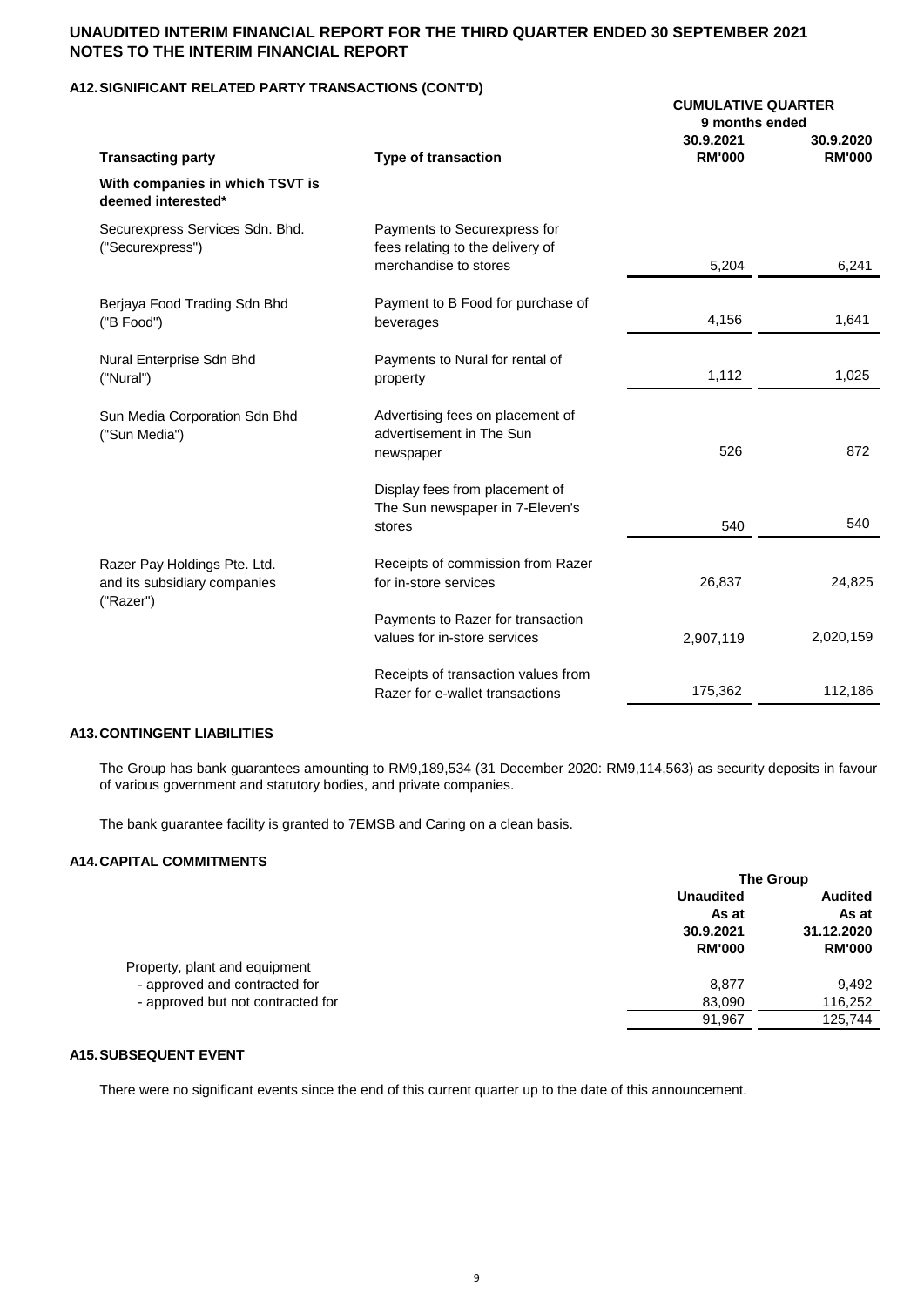# UNAUDITED INTERIM FINANCIAL REPORT FOR THE THIRD QUARTER ENDED 30 SEPTEMBER 2021
# NOTES TO THE INTERIM FINANCIAL REPORT

## A12. SIGNIFICANT RELATED PARTY TRANSACTIONS (CONT'D)

| Transacting party | Type of transaction | CUMULATIVE QUARTER 9 months ended 30.9.2021 RM'000 | 30.9.2020 RM'000 |
|---|---|---|---|
| **With companies in which TSVT is deemed interested*** | | | |
| Securexpress Services Sdn. Bhd. ("Securexpress") | Payments to Securexpress for fees relating to the delivery of merchandise to stores | 5,204 | 6,241 |
| Berjaya Food Trading Sdn Bhd ("B Food") | Payment to B Food for purchase of beverages | 4,156 | 1,641 |
| Nural Enterprise Sdn Bhd ("Nural") | Payments to Nural for rental of property | 1,112 | 1,025 |
| Sun Media Corporation Sdn Bhd ("Sun Media") | Advertising fees on placement of advertisement in The Sun newspaper | 526 | 872 |
| | Display fees from placement of The Sun newspaper in 7-Eleven's stores | 540 | 540 |
| Razer Pay Holdings Pte. Ltd. and its subsidiary companies ("Razer") | Receipts of commission from Razer for in-store services | 26,837 | 24,825 |
| | Payments to Razer for transaction values for in-store services | 2,907,119 | 2,020,159 |
| | Receipts of transaction values from Razer for e-wallet transactions | 175,362 | 112,186 |

## A13. CONTINGENT LIABILITIES

The Group has bank guarantees amounting to RM9,189,534 (31 December 2020: RM9,114,563) as security deposits in favour of various government and statutory bodies, and private companies.

The bank guarantee facility is granted to 7EMSB and Caring on a clean basis.

## A14. CAPITAL COMMITMENTS

| | The Group Unaudited As at 30.9.2021 RM'000 | Audited As at 31.12.2020 RM'000 |
|---|---|---|
| Property, plant and equipment | | |
| - approved and contracted for | 8,877 | 9,492 |
| - approved but not contracted for | 83,090 | 116,252 |
| | 91,967 | 125,744 |

## A15. SUBSEQUENT EVENT

There were no significant events since the end of this current quarter up to the date of this announcement.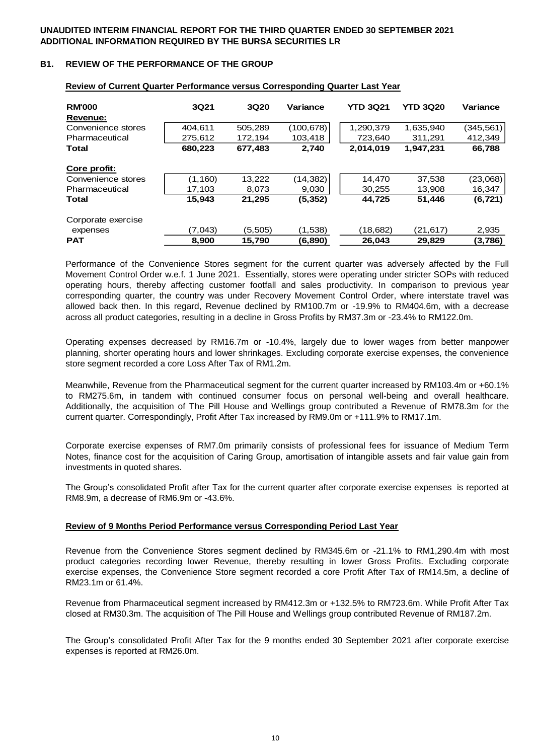**UNAUDITED INTERIM FINANCIAL REPORT FOR THE THIRD QUARTER ENDED 30 SEPTEMBER 2021**
**ADDITIONAL INFORMATION REQUIRED BY THE BURSA SECURITIES LR**

## B1. REVIEW OF THE PERFORMANCE OF THE GROUP

### Review of Current Quarter Performance versus Corresponding Quarter Last Year

| RM'000 | 3Q21 | 3Q20 | Variance | YTD 3Q21 | YTD 3Q20 | Variance |
|---|---|---|---|---|---|---|
| **Revenue:** | | | | | | |
| Convenience stores | 404,611 | 505,289 | (100,678) | 1,290,379 | 1,635,940 | (345,561) |
| Pharmaceutical | 275,612 | 172,194 | 103,418 | 723,640 | 311,291 | 412,349 |
| **Total** | **680,223** | **677,483** | **2,740** | **2,014,019** | **1,947,231** | **66,788** |
| **Core profit:** | | | | | | |
| Convenience stores | (1,160) | 13,222 | (14,382) | 14,470 | 37,538 | (23,068) |
| Pharmaceutical | 17,103 | 8,073 | 9,030 | 30,255 | 13,908 | 16,347 |
| **Total** | **15,943** | **21,295** | **(5,352)** | **44,725** | **51,446** | **(6,721)** |
| Corporate exercise expenses | (7,043) | (5,505) | (1,538) | (18,682) | (21,617) | 2,935 |
| **PAT** | **8,900** | **15,790** | **(6,890)** | **26,043** | **29,829** | **(3,786)** |

Performance of the Convenience Stores segment for the current quarter was adversely affected by the Full Movement Control Order w.e.f. 1 June 2021. Essentially, stores were operating under stricter SOPs with reduced operating hours, thereby affecting customer footfall and sales productivity. In comparison to previous year corresponding quarter, the country was under Recovery Movement Control Order, where interstate travel was allowed back then. In this regard, Revenue declined by RM100.7m or -19.9% to RM404.6m, with a decrease across all product categories, resulting in a decline in Gross Profits by RM37.3m or -23.4% to RM122.0m.

Operating expenses decreased by RM16.7m or -10.4%, largely due to lower wages from better manpower planning, shorter operating hours and lower shrinkages. Excluding corporate exercise expenses, the convenience store segment recorded a core Loss After Tax of RM1.2m.

Meanwhile, Revenue from the Pharmaceutical segment for the current quarter increased by RM103.4m or +60.1% to RM275.6m, in tandem with continued consumer focus on personal well-being and overall healthcare. Additionally, the acquisition of The Pill House and Wellings group contributed a Revenue of RM78.3m for the current quarter. Correspondingly, Profit After Tax increased by RM9.0m or +111.9% to RM17.1m.

Corporate exercise expenses of RM7.0m primarily consists of professional fees for issuance of Medium Term Notes, finance cost for the acquisition of Caring Group, amortisation of intangible assets and fair value gain from investments in quoted shares.

The Group's consolidated Profit after Tax for the current quarter after corporate exercise expenses is reported at RM8.9m, a decrease of RM6.9m or -43.6%.

### Review of 9 Months Period Performance versus Corresponding Period Last Year

Revenue from the Convenience Stores segment declined by RM345.6m or -21.1% to RM1,290.4m with most product categories recording lower Revenue, thereby resulting in lower Gross Profits. Excluding corporate exercise expenses, the Convenience Store segment recorded a core Profit After Tax of RM14.5m, a decline of RM23.1m or 61.4%.

Revenue from Pharmaceutical segment increased by RM412.3m or +132.5% to RM723.6m. While Profit After Tax closed at RM30.3m. The acquisition of The Pill House and Wellings group contributed Revenue of RM187.2m.

The Group's consolidated Profit After Tax for the 9 months ended 30 September 2021 after corporate exercise expenses is reported at RM26.0m.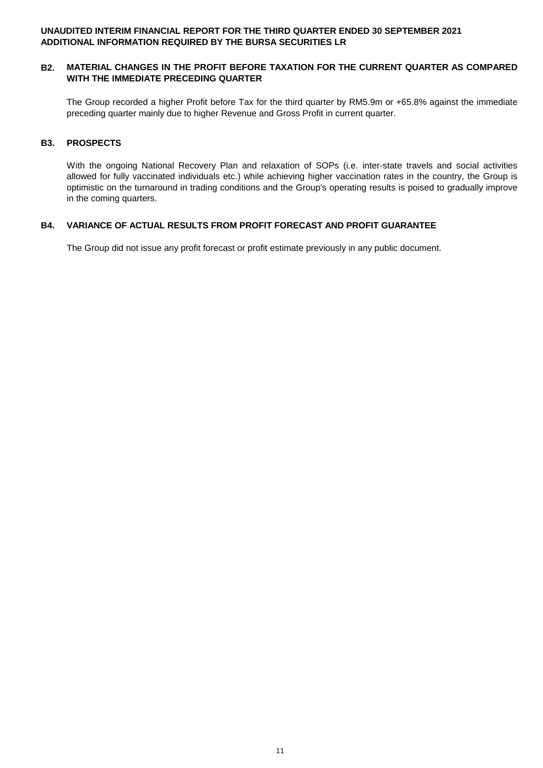**UNAUDITED INTERIM FINANCIAL REPORT FOR THE THIRD QUARTER ENDED 30 SEPTEMBER 2021**
**ADDITIONAL INFORMATION REQUIRED BY THE BURSA SECURITIES LR**

## B2. MATERIAL CHANGES IN THE PROFIT BEFORE TAXATION FOR THE CURRENT QUARTER AS COMPARED WITH THE IMMEDIATE PRECEDING QUARTER

The Group recorded a higher Profit before Tax for the third quarter by RM5.9m or +65.8% against the immediate preceding quarter mainly due to higher Revenue and Gross Profit in current quarter.

## B3. PROSPECTS

With the ongoing National Recovery Plan and relaxation of SOPs (i.e. inter-state travels and social activities allowed for fully vaccinated individuals etc.) while achieving higher vaccination rates in the country, the Group is optimistic on the turnaround in trading conditions and the Group's operating results is poised to gradually improve in the coming quarters.

## B4. VARIANCE OF ACTUAL RESULTS FROM PROFIT FORECAST AND PROFIT GUARANTEE

The Group did not issue any profit forecast or profit estimate previously in any public document.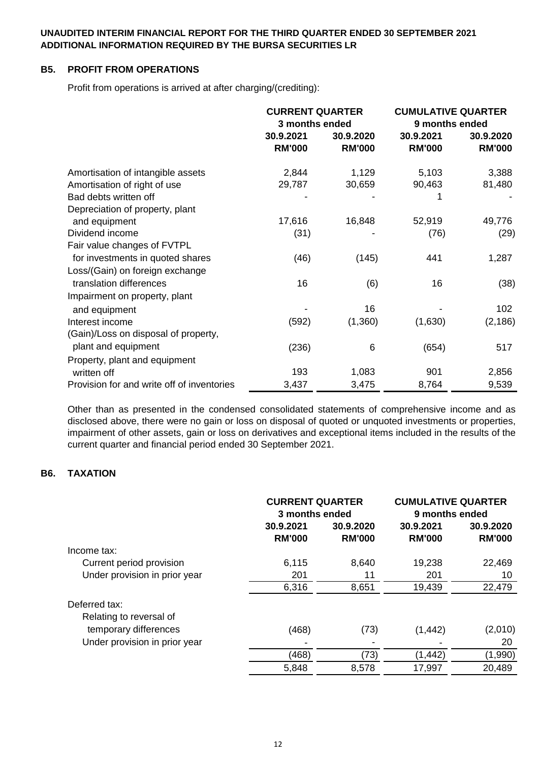## B5. PROFIT FROM OPERATIONS

Profit from operations is arrived at after charging/(crediting):

| | CURRENT QUARTER 3 months ended | | CUMULATIVE QUARTER 9 months ended | |
|---|---|---|---|---|
| | 30.9.2021 RM'000 | 30.9.2020 RM'000 | 30.9.2021 RM'000 | 30.9.2020 RM'000 |
| Amortisation of intangible assets | 2,844 | 1,129 | 5,103 | 3,388 |
| Amortisation of right of use | 29,787 | 30,659 | 90,463 | 81,480 |
| Bad debts written off | - | - | 1 | - |
| Depreciation of property, plant and equipment | 17,616 | 16,848 | 52,919 | 49,776 |
| Dividend income | (31) | - | (76) | (29) |
| Fair value changes of FVTPL for investments in quoted shares | (46) | (145) | 441 | 1,287 |
| Loss/(Gain) on foreign exchange translation differences | 16 | (6) | 16 | (38) |
| Impairment on property, plant and equipment | - | 16 | - | 102 |
| Interest income | (592) | (1,360) | (1,630) | (2,186) |
| (Gain)/Loss on disposal of property, plant and equipment | (236) | 6 | (654) | 517 |
| Property, plant and equipment written off | 193 | 1,083 | 901 | 2,856 |
| Provision for and write off of inventories | 3,437 | 3,475 | 8,764 | 9,539 |

Other than as presented in the condensed consolidated statements of comprehensive income and as disclosed above, there were no gain or loss on disposal of quoted or unquoted investments or properties, impairment of other assets, gain or loss on derivatives and exceptional items included in the results of the current quarter and financial period ended 30 September 2021.

## B6. TAXATION

| | CURRENT QUARTER 3 months ended | | CUMULATIVE QUARTER 9 months ended | |
|---|---|---|---|---|
| | 30.9.2021 RM'000 | 30.9.2020 RM'000 | 30.9.2021 RM'000 | 30.9.2020 RM'000 |
| Income tax: | | | | |
| Current period provision | 6,115 | 8,640 | 19,238 | 22,469 |
| Under provision in prior year | 201 | 11 | 201 | 10 |
| | 6,316 | 8,651 | 19,439 | 22,479 |
| Deferred tax: | | | | |
| Relating to reversal of temporary differences | (468) | (73) | (1,442) | (2,010) |
| Under provision in prior year | - | - | - | 20 |
| | (468) | (73) | (1,442) | (1,990) |
| | 5,848 | 8,578 | 17,997 | 20,489 |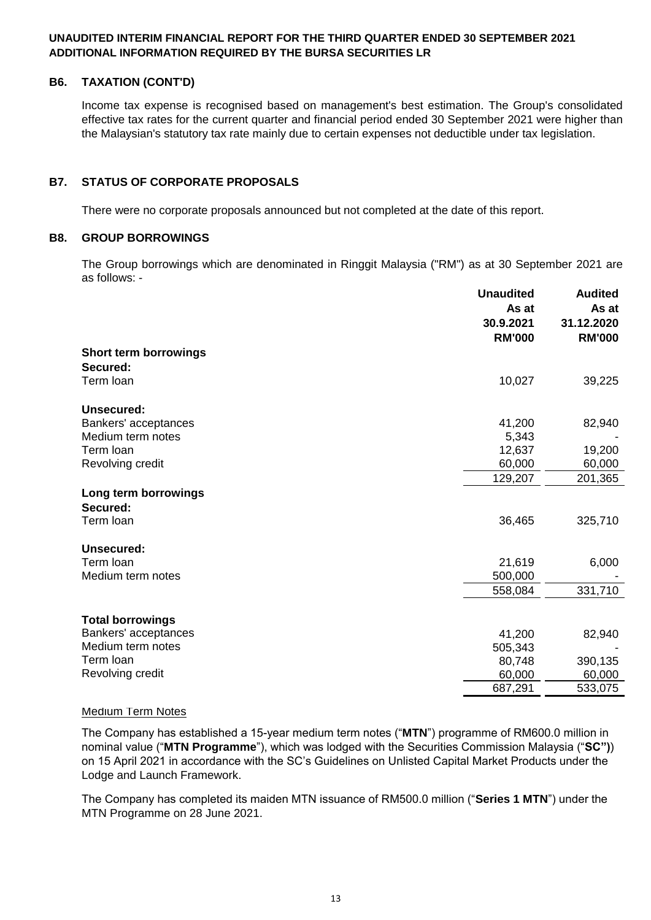**UNAUDITED INTERIM FINANCIAL REPORT FOR THE THIRD QUARTER ENDED 30 SEPTEMBER 2021**
**ADDITIONAL INFORMATION REQUIRED BY THE BURSA SECURITIES LR**

## B6. TAXATION (CONT'D)

Income tax expense is recognised based on management's best estimation. The Group's consolidated effective tax rates for the current quarter and financial period ended 30 September 2021 were higher than the Malaysian's statutory tax rate mainly due to certain expenses not deductible under tax legislation.

## B7. STATUS OF CORPORATE PROPOSALS

There were no corporate proposals announced but not completed at the date of this report.

## B8. GROUP BORROWINGS

The Group borrowings which are denominated in Ringgit Malaysia ("RM") as at 30 September 2021 are as follows: -

| | Unaudited As at 30.9.2021 RM'000 | Audited As at 31.12.2020 RM'000 |
|---|---|---|
| **Short term borrowings** | | |
| **Secured:** | | |
| Term loan | 10,027 | 39,225 |
| **Unsecured:** | | |
| Bankers' acceptances | 41,200 | 82,940 |
| Medium term notes | 5,343 | - |
| Term loan | 12,637 | 19,200 |
| Revolving credit | 60,000 | 60,000 |
| | 129,207 | 201,365 |
| **Long term borrowings** | | |
| **Secured:** | | |
| Term loan | 36,465 | 325,710 |
| **Unsecured:** | | |
| Term loan | 21,619 | 6,000 |
| Medium term notes | 500,000 | - |
| | 558,084 | 331,710 |
| **Total borrowings** | | |
| Bankers' acceptances | 41,200 | 82,940 |
| Medium term notes | 505,343 | - |
| Term loan | 80,748 | 390,135 |
| Revolving credit | 60,000 | 60,000 |
| | 687,291 | 533,075 |

Medium Term Notes

The Company has established a 15-year medium term notes ("**MTN**") programme of RM600.0 million in nominal value ("**MTN Programme**"), which was lodged with the Securities Commission Malaysia ("**SC")**) on 15 April 2021 in accordance with the SC's Guidelines on Unlisted Capital Market Products under the Lodge and Launch Framework.

The Company has completed its maiden MTN issuance of RM500.0 million ("**Series 1 MTN**") under the MTN Programme on 28 June 2021.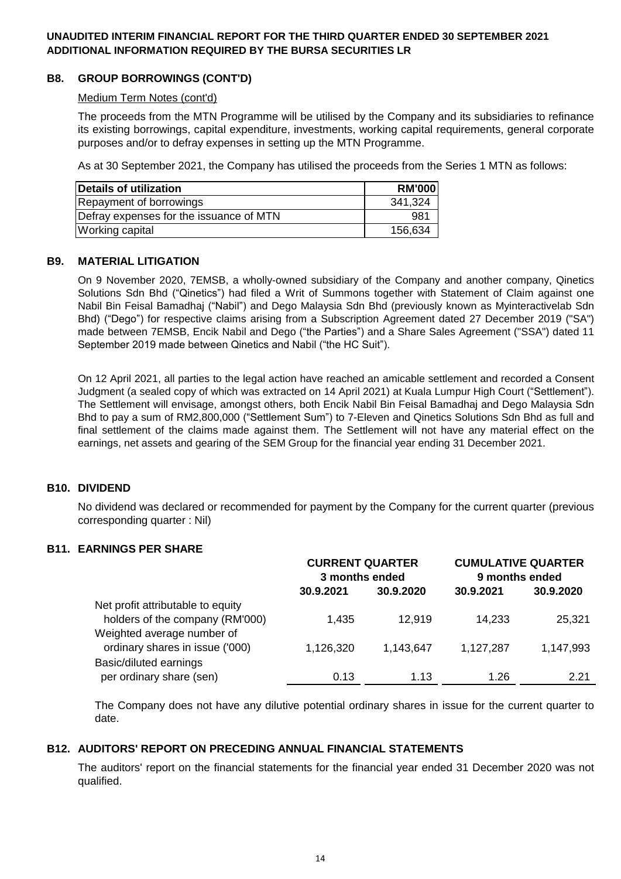**UNAUDITED INTERIM FINANCIAL REPORT FOR THE THIRD QUARTER ENDED 30 SEPTEMBER 2021**
**ADDITIONAL INFORMATION REQUIRED BY THE BURSA SECURITIES LR**

## B8. GROUP BORROWINGS (CONT'D)

Medium Term Notes (cont'd)

The proceeds from the MTN Programme will be utilised by the Company and its subsidiaries to refinance its existing borrowings, capital expenditure, investments, working capital requirements, general corporate purposes and/or to defray expenses in setting up the MTN Programme.

As at 30 September 2021, the Company has utilised the proceeds from the Series 1 MTN as follows:

| Details of utilization | RM'000 |
|---|---|
| Repayment of borrowings | 341,324 |
| Defray expenses for the issuance of MTN | 981 |
| Working capital | 156,634 |

## B9. MATERIAL LITIGATION

On 9 November 2020, 7EMSB, a wholly-owned subsidiary of the Company and another company, Qinetics Solutions Sdn Bhd ("Qinetics") had filed a Writ of Summons together with Statement of Claim against one Nabil Bin Feisal Bamadhaj ("Nabil") and Dego Malaysia Sdn Bhd (previously known as Myinteractivelab Sdn Bhd) ("Dego") for respective claims arising from a Subscription Agreement dated 27 December 2019 ("SA") made between 7EMSB, Encik Nabil and Dego ("the Parties") and a Share Sales Agreement ("SSA") dated 11 September 2019 made between Qinetics and Nabil ("the HC Suit").

On 12 April 2021, all parties to the legal action have reached an amicable settlement and recorded a Consent Judgment (a sealed copy of which was extracted on 14 April 2021) at Kuala Lumpur High Court ("Settlement"). The Settlement will envisage, amongst others, both Encik Nabil Bin Feisal Bamadhaj and Dego Malaysia Sdn Bhd to pay a sum of RM2,800,000 ("Settlement Sum") to 7-Eleven and Qinetics Solutions Sdn Bhd as full and final settlement of the claims made against them. The Settlement will not have any material effect on the earnings, net assets and gearing of the SEM Group for the financial year ending 31 December 2021.

## B10. DIVIDEND

No dividend was declared or recommended for payment by the Company for the current quarter (previous corresponding quarter : Nil)

## B11. EARNINGS PER SHARE

| | CURRENT QUARTER 3 months ended | | CUMULATIVE QUARTER 9 months ended | |
|---|---|---|---|---|
| | 30.9.2021 | 30.9.2020 | 30.9.2021 | 30.9.2020 |
| Net profit attributable to equity holders of the company (RM'000) | 1,435 | 12,919 | 14,233 | 25,321 |
| Weighted average number of ordinary shares in issue ('000) | 1,126,320 | 1,143,647 | 1,127,287 | 1,147,993 |
| Basic/diluted earnings per ordinary share (sen) | 0.13 | 1.13 | 1.26 | 2.21 |

The Company does not have any dilutive potential ordinary shares in issue for the current quarter to date.

## B12. AUDITORS' REPORT ON PRECEDING ANNUAL FINANCIAL STATEMENTS

The auditors' report on the financial statements for the financial year ended 31 December 2020 was not qualified.